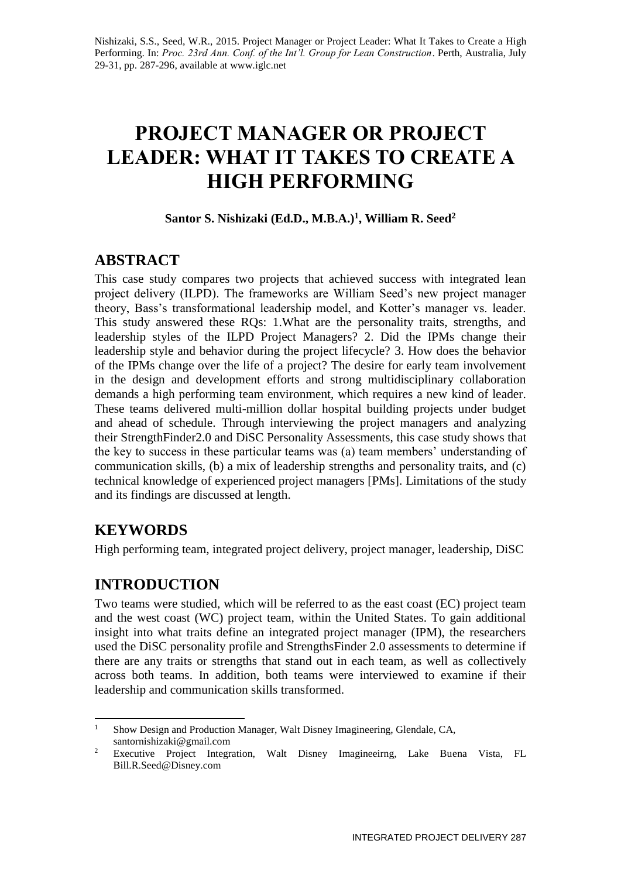Nishizaki, S.S., Seed, W.R., 2015. Project Manager or Project Leader: What It Takes to Create a High Performing. In: *Proc. 23rd Ann. Conf. of the Int'l. Group for Lean Construction*. Perth, Australia, July 29-31, pp. 287-296, available at www.iglc.net

# PROJECT MANAGER OR PROJECT LEADER: WHAT IT TAKES TO CREATE A HIGH PERFORMING

**Santor S. Nishizaki (Ed.D., M.B.A.)[1], William R. Seed[2]**

## ABSTRACT

This case study compares two projects that achieved success with integrated lean project delivery (ILPD). The frameworks are William Seed's new project manager theory, Bass's transformational leadership model, and Kotter's manager vs. leader. This study answered these RQs: 1.What are the personality traits, strengths, and leadership styles of the ILPD Project Managers? 2. Did the IPMs change their leadership style and behavior during the project lifecycle? 3. How does the behavior of the IPMs change over the life of a project? The desire for early team involvement in the design and development efforts and strong multidisciplinary collaboration demands a high performing team environment, which requires a new kind of leader. These teams delivered multi-million dollar hospital building projects under budget and ahead of schedule. Through interviewing the project managers and analyzing their StrengthFinder2.0 and DiSC Personality Assessments, this case study shows that the key to success in these particular teams was (a) team members' understanding of communication skills, (b) a mix of leadership strengths and personality traits, and (c) technical knowledge of experienced project managers [PMs]. Limitations of the study and its findings are discussed at length.

## KEYWORDS

High performing team, integrated project delivery, project manager, leadership, DiSC

## INTRODUCTION

Two teams were studied, which will be referred to as the east coast (EC) project team and the west coast (WC) project team, within the United States. To gain additional insight into what traits define an integrated project manager (IPM), the researchers used the DiSC personality profile and StrengthsFinder 2.0 assessments to determine if there are any traits or strengths that stand out in each team, as well as collectively across both teams. In addition, both teams were interviewed to examine if their leadership and communication skills transformed.

---

[1] Show Design and Production Manager, Walt Disney Imagineering, Glendale, CA, santornishizaki@gmail.com

[2] Executive Project Integration, Walt Disney Imagineeirng, Lake Buena Vista, FL Bill.R.Seed@Disney.com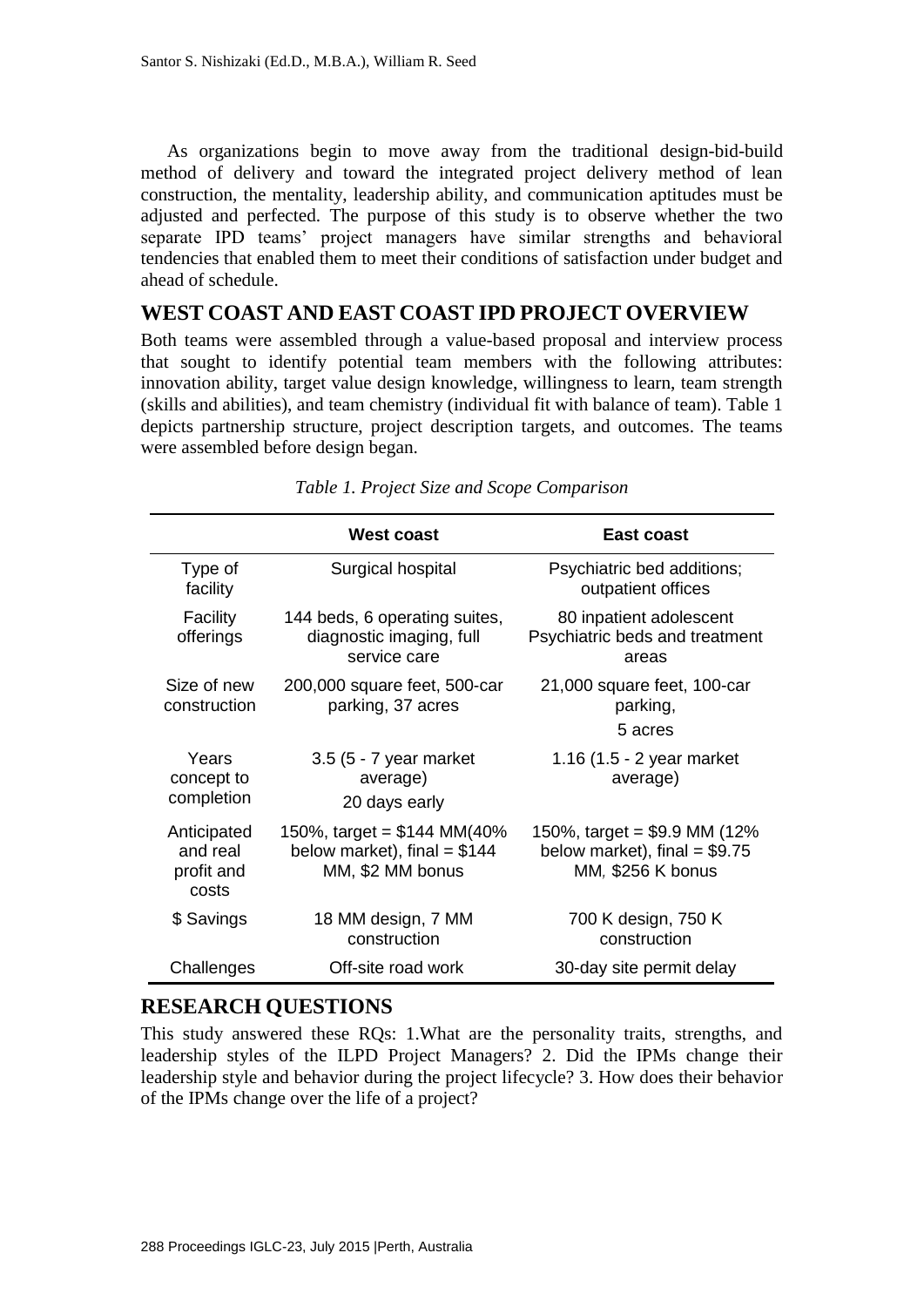As organizations begin to move away from the traditional design-bid-build method of delivery and toward the integrated project delivery method of lean construction, the mentality, leadership ability, and communication aptitudes must be adjusted and perfected. The purpose of this study is to observe whether the two separate IPD teams' project managers have similar strengths and behavioral tendencies that enabled them to meet their conditions of satisfaction under budget and ahead of schedule.

## WEST COAST AND EAST COAST IPD PROJECT OVERVIEW

Both teams were assembled through a value-based proposal and interview process that sought to identify potential team members with the following attributes: innovation ability, target value design knowledge, willingness to learn, team strength (skills and abilities), and team chemistry (individual fit with balance of team). Table 1 depicts partnership structure, project description targets, and outcomes. The teams were assembled before design began.

*Table 1. Project Size and Scope Comparison*

| | West coast | East coast |
|---|---|---|
| Type of facility | Surgical hospital | Psychiatric bed additions; outpatient offices |
| Facility offerings | 144 beds, 6 operating suites, diagnostic imaging, full service care | 80 inpatient adolescent Psychiatric beds and treatment areas |
| Size of new construction | 200,000 square feet, 500-car parking, 37 acres | 21,000 square feet, 100-car parking, 5 acres |
| Years concept to completion | 3.5 (5 - 7 year market average) 20 days early | 1.16 (1.5 - 2 year market average) |
| Anticipated and real profit and costs | 150%, target = $144 MM(40% below market), final = $144 MM, $2 MM bonus | 150%, target = $9.9 MM (12% below market), final = $9.75 MM, $256 K bonus |
| $ Savings | 18 MM design, 7 MM construction | 700 K design, 750 K construction |
| Challenges | Off-site road work | 30-day site permit delay |

## RESEARCH QUESTIONS

This study answered these RQs: 1.What are the personality traits, strengths, and leadership styles of the ILPD Project Managers? 2. Did the IPMs change their leadership style and behavior during the project lifecycle? 3. How does their behavior of the IPMs change over the life of a project?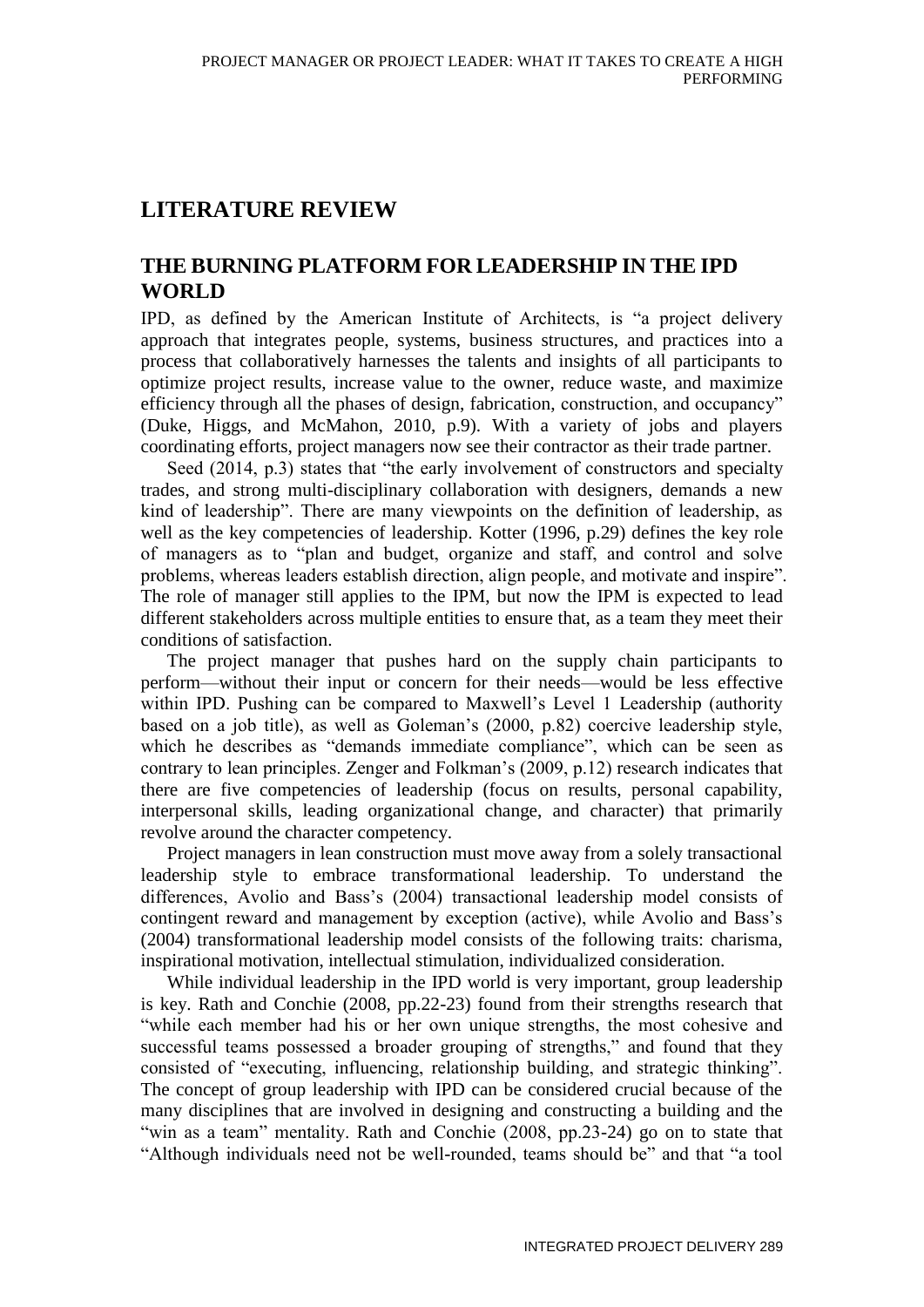## LITERATURE REVIEW

## THE BURNING PLATFORM FOR LEADERSHIP IN THE IPD WORLD

IPD, as defined by the American Institute of Architects, is "a project delivery approach that integrates people, systems, business structures, and practices into a process that collaboratively harnesses the talents and insights of all participants to optimize project results, increase value to the owner, reduce waste, and maximize efficiency through all the phases of design, fabrication, construction, and occupancy" (Duke, Higgs, and McMahon, 2010, p.9). With a variety of jobs and players coordinating efforts, project managers now see their contractor as their trade partner.

Seed (2014, p.3) states that "the early involvement of constructors and specialty trades, and strong multi-disciplinary collaboration with designers, demands a new kind of leadership". There are many viewpoints on the definition of leadership, as well as the key competencies of leadership. Kotter (1996, p.29) defines the key role of managers as to "plan and budget, organize and staff, and control and solve problems, whereas leaders establish direction, align people, and motivate and inspire". The role of manager still applies to the IPM, but now the IPM is expected to lead different stakeholders across multiple entities to ensure that, as a team they meet their conditions of satisfaction.

The project manager that pushes hard on the supply chain participants to perform—without their input or concern for their needs—would be less effective within IPD. Pushing can be compared to Maxwell's Level 1 Leadership (authority based on a job title), as well as Goleman's (2000, p.82) coercive leadership style, which he describes as "demands immediate compliance", which can be seen as contrary to lean principles. Zenger and Folkman's (2009, p.12) research indicates that there are five competencies of leadership (focus on results, personal capability, interpersonal skills, leading organizational change, and character) that primarily revolve around the character competency.

Project managers in lean construction must move away from a solely transactional leadership style to embrace transformational leadership. To understand the differences, Avolio and Bass's (2004) transactional leadership model consists of contingent reward and management by exception (active), while Avolio and Bass's (2004) transformational leadership model consists of the following traits: charisma, inspirational motivation, intellectual stimulation, individualized consideration.

While individual leadership in the IPD world is very important, group leadership is key. Rath and Conchie (2008, pp.22-23) found from their strengths research that "while each member had his or her own unique strengths, the most cohesive and successful teams possessed a broader grouping of strengths," and found that they consisted of "executing, influencing, relationship building, and strategic thinking". The concept of group leadership with IPD can be considered crucial because of the many disciplines that are involved in designing and constructing a building and the "win as a team" mentality. Rath and Conchie (2008, pp.23-24) go on to state that "Although individuals need not be well-rounded, teams should be" and that "a tool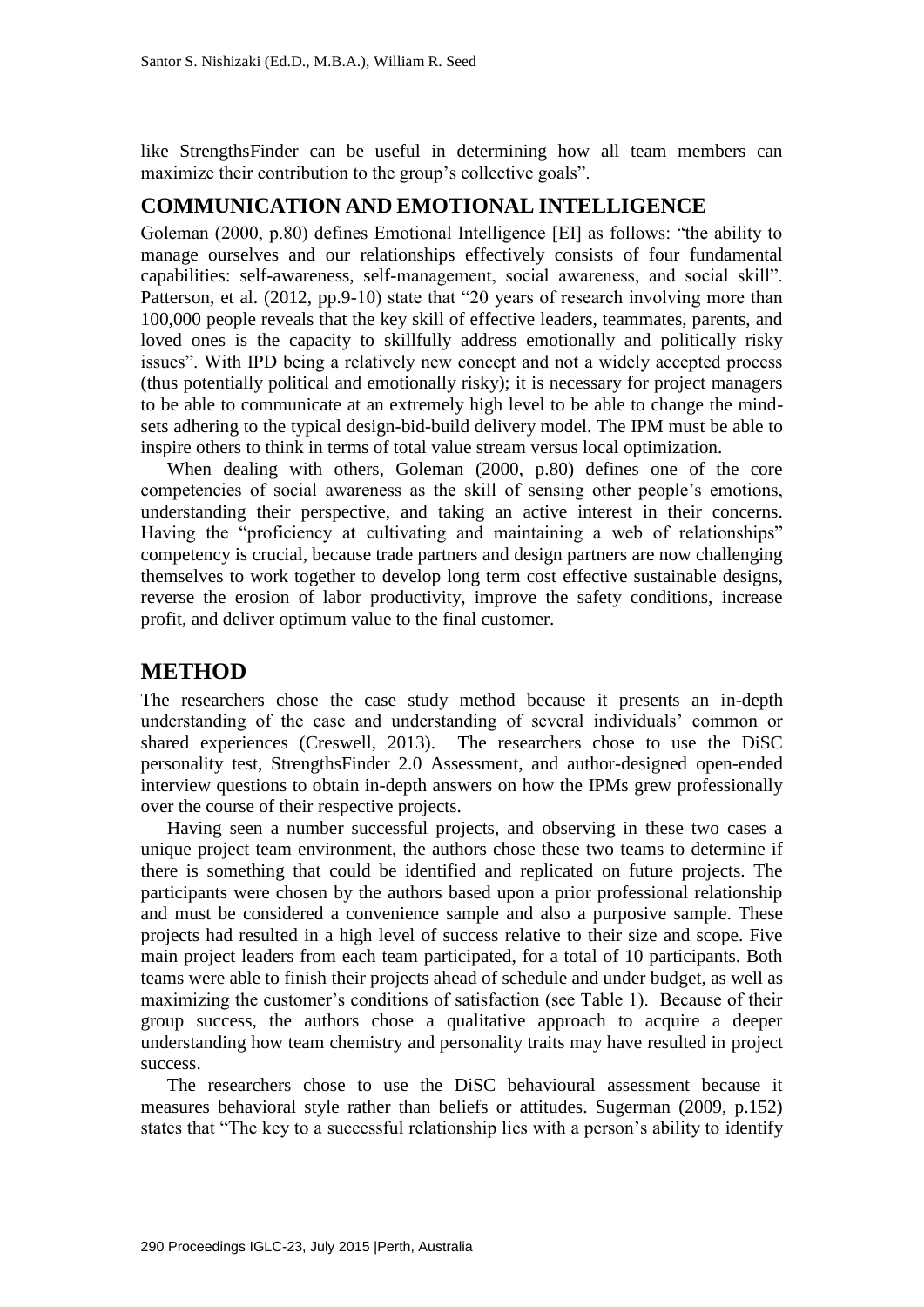like StrengthsFinder can be useful in determining how all team members can maximize their contribution to the group's collective goals".

## COMMUNICATION AND EMOTIONAL INTELLIGENCE

Goleman (2000, p.80) defines Emotional Intelligence [EI] as follows: "the ability to manage ourselves and our relationships effectively consists of four fundamental capabilities: self-awareness, self-management, social awareness, and social skill". Patterson, et al. (2012, pp.9-10) state that "20 years of research involving more than 100,000 people reveals that the key skill of effective leaders, teammates, parents, and loved ones is the capacity to skillfully address emotionally and politically risky issues". With IPD being a relatively new concept and not a widely accepted process (thus potentially political and emotionally risky); it is necessary for project managers to be able to communicate at an extremely high level to be able to change the mind-sets adhering to the typical design-bid-build delivery model. The IPM must be able to inspire others to think in terms of total value stream versus local optimization.

When dealing with others, Goleman (2000, p.80) defines one of the core competencies of social awareness as the skill of sensing other people's emotions, understanding their perspective, and taking an active interest in their concerns. Having the "proficiency at cultivating and maintaining a web of relationships" competency is crucial, because trade partners and design partners are now challenging themselves to work together to develop long term cost effective sustainable designs, reverse the erosion of labor productivity, improve the safety conditions, increase profit, and deliver optimum value to the final customer.

## METHOD

The researchers chose the case study method because it presents an in-depth understanding of the case and understanding of several individuals' common or shared experiences (Creswell, 2013). The researchers chose to use the DiSC personality test, StrengthsFinder 2.0 Assessment, and author-designed open-ended interview questions to obtain in-depth answers on how the IPMs grew professionally over the course of their respective projects.

Having seen a number successful projects, and observing in these two cases a unique project team environment, the authors chose these two teams to determine if there is something that could be identified and replicated on future projects. The participants were chosen by the authors based upon a prior professional relationship and must be considered a convenience sample and also a purposive sample. These projects had resulted in a high level of success relative to their size and scope. Five main project leaders from each team participated, for a total of 10 participants. Both teams were able to finish their projects ahead of schedule and under budget, as well as maximizing the customer's conditions of satisfaction (see Table 1). Because of their group success, the authors chose a qualitative approach to acquire a deeper understanding how team chemistry and personality traits may have resulted in project success.

The researchers chose to use the DiSC behavioural assessment because it measures behavioral style rather than beliefs or attitudes. Sugerman (2009, p.152) states that "The key to a successful relationship lies with a person's ability to identify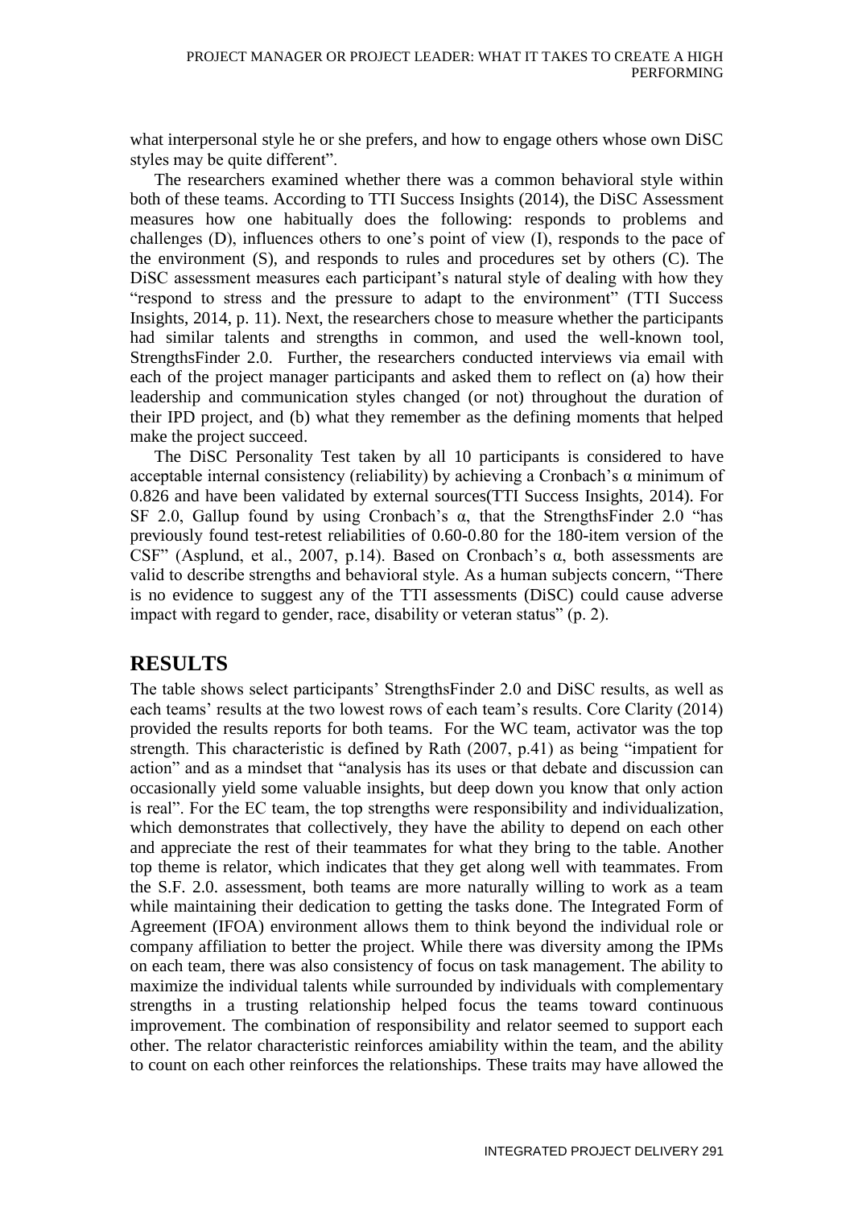what interpersonal style he or she prefers, and how to engage others whose own DiSC styles may be quite different".

The researchers examined whether there was a common behavioral style within both of these teams. According to TTI Success Insights (2014), the DiSC Assessment measures how one habitually does the following: responds to problems and challenges (D), influences others to one's point of view (I), responds to the pace of the environment (S), and responds to rules and procedures set by others (C). The DiSC assessment measures each participant's natural style of dealing with how they "respond to stress and the pressure to adapt to the environment" (TTI Success Insights, 2014, p. 11). Next, the researchers chose to measure whether the participants had similar talents and strengths in common, and used the well-known tool, StrengthsFinder 2.0. Further, the researchers conducted interviews via email with each of the project manager participants and asked them to reflect on (a) how their leadership and communication styles changed (or not) throughout the duration of their IPD project, and (b) what they remember as the defining moments that helped make the project succeed.

The DiSC Personality Test taken by all 10 participants is considered to have acceptable internal consistency (reliability) by achieving a Cronbach's α minimum of 0.826 and have been validated by external sources(TTI Success Insights, 2014). For SF 2.0, Gallup found by using Cronbach's α, that the StrengthsFinder 2.0 "has previously found test-retest reliabilities of 0.60-0.80 for the 180-item version of the CSF" (Asplund, et al., 2007, p.14). Based on Cronbach's α, both assessments are valid to describe strengths and behavioral style. As a human subjects concern, "There is no evidence to suggest any of the TTI assessments (DiSC) could cause adverse impact with regard to gender, race, disability or veteran status" (p. 2).

## RESULTS

The table shows select participants' StrengthsFinder 2.0 and DiSC results, as well as each teams' results at the two lowest rows of each team's results. Core Clarity (2014) provided the results reports for both teams. For the WC team, activator was the top strength. This characteristic is defined by Rath (2007, p.41) as being "impatient for action" and as a mindset that "analysis has its uses or that debate and discussion can occasionally yield some valuable insights, but deep down you know that only action is real". For the EC team, the top strengths were responsibility and individualization, which demonstrates that collectively, they have the ability to depend on each other and appreciate the rest of their teammates for what they bring to the table. Another top theme is relator, which indicates that they get along well with teammates. From the S.F. 2.0. assessment, both teams are more naturally willing to work as a team while maintaining their dedication to getting the tasks done. The Integrated Form of Agreement (IFOA) environment allows them to think beyond the individual role or company affiliation to better the project. While there was diversity among the IPMs on each team, there was also consistency of focus on task management. The ability to maximize the individual talents while surrounded by individuals with complementary strengths in a trusting relationship helped focus the teams toward continuous improvement. The combination of responsibility and relator seemed to support each other. The relator characteristic reinforces amiability within the team, and the ability to count on each other reinforces the relationships. These traits may have allowed the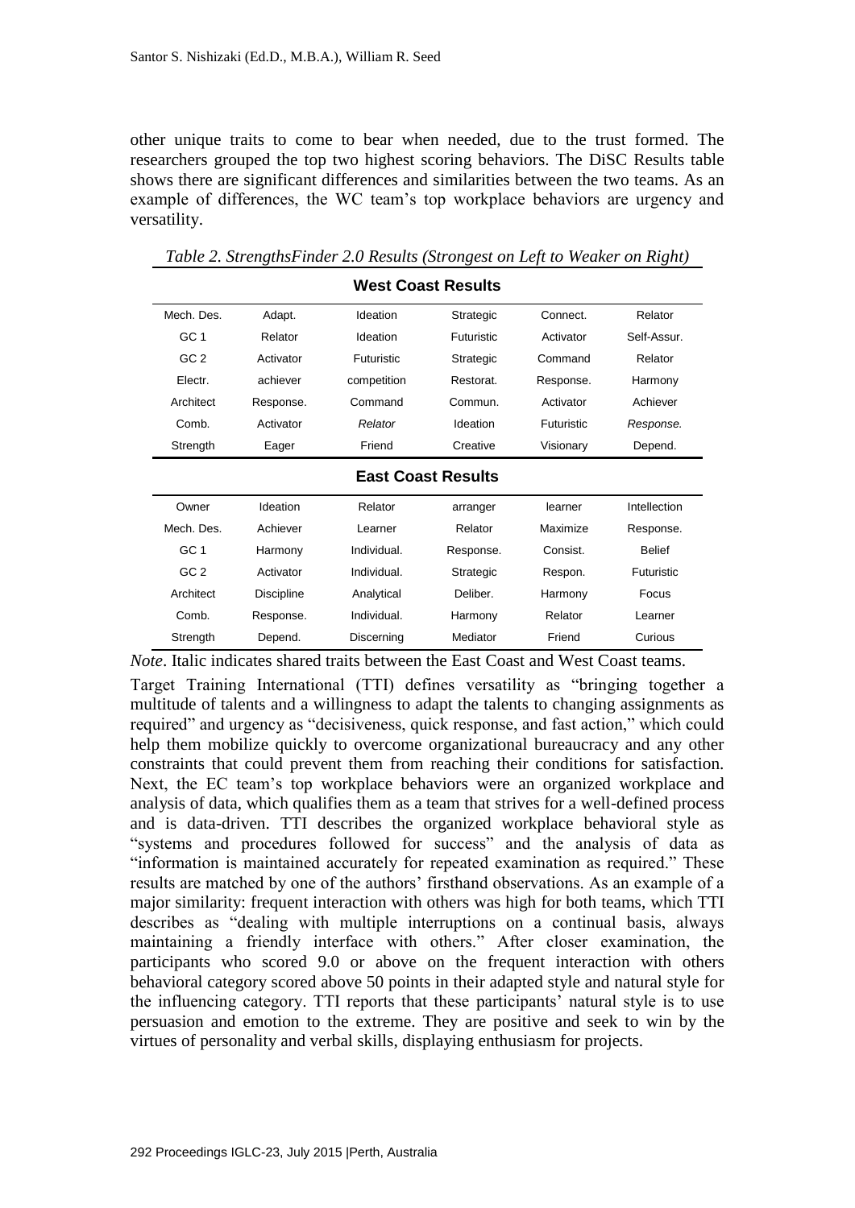other unique traits to come to bear when needed, due to the trust formed. The researchers grouped the top two highest scoring behaviors. The DiSC Results table shows there are significant differences and similarities between the two teams. As an example of differences, the WC team's top workplace behaviors are urgency and versatility.

*Table 2. StrengthsFinder 2.0 Results (Strongest on Left to Weaker on Right)*

| **West Coast Results** | | | | | |
|---|---|---|---|---|---|
| Mech. Des. | Adapt. | Ideation | Strategic | Connect. | Relator |
| GC 1 | Relator | Ideation | Futuristic | Activator | Self-Assur. |
| GC 2 | Activator | Futuristic | Strategic | Command | Relator |
| Electr. | achiever | competition | Restorat. | Response. | Harmony |
| Architect | Response. | Command | Commun. | Activator | Achiever |
| Comb. | Activator | *Relator* | Ideation | Futuristic | *Response.* |
| Strength | Eager | Friend | Creative | Visionary | Depend. |
| **East Coast Results** | | | | | |
| Owner | Ideation | Relator | arranger | learner | Intellection |
| Mech. Des. | Achiever | Learner | Relator | Maximize | Response. |
| GC 1 | Harmony | Individual. | Response. | Consist. | Belief |
| GC 2 | Activator | Individual. | Strategic | Respon. | Futuristic |
| Architect | Discipline | Analytical | Deliber. | Harmony | Focus |
| Comb. | Response. | Individual. | Harmony | Relator | Learner |
| Strength | Depend. | Discerning | Mediator | Friend | Curious |

*Note*. Italic indicates shared traits between the East Coast and West Coast teams.

Target Training International (TTI) defines versatility as "bringing together a multitude of talents and a willingness to adapt the talents to changing assignments as required" and urgency as "decisiveness, quick response, and fast action," which could help them mobilize quickly to overcome organizational bureaucracy and any other constraints that could prevent them from reaching their conditions for satisfaction. Next, the EC team's top workplace behaviors were an organized workplace and analysis of data, which qualifies them as a team that strives for a well-defined process and is data-driven. TTI describes the organized workplace behavioral style as "systems and procedures followed for success" and the analysis of data as "information is maintained accurately for repeated examination as required." These results are matched by one of the authors' firsthand observations. As an example of a major similarity: frequent interaction with others was high for both teams, which TTI describes as "dealing with multiple interruptions on a continual basis, always maintaining a friendly interface with others." After closer examination, the participants who scored 9.0 or above on the frequent interaction with others behavioral category scored above 50 points in their adapted style and natural style for the influencing category. TTI reports that these participants' natural style is to use persuasion and emotion to the extreme. They are positive and seek to win by the virtues of personality and verbal skills, displaying enthusiasm for projects.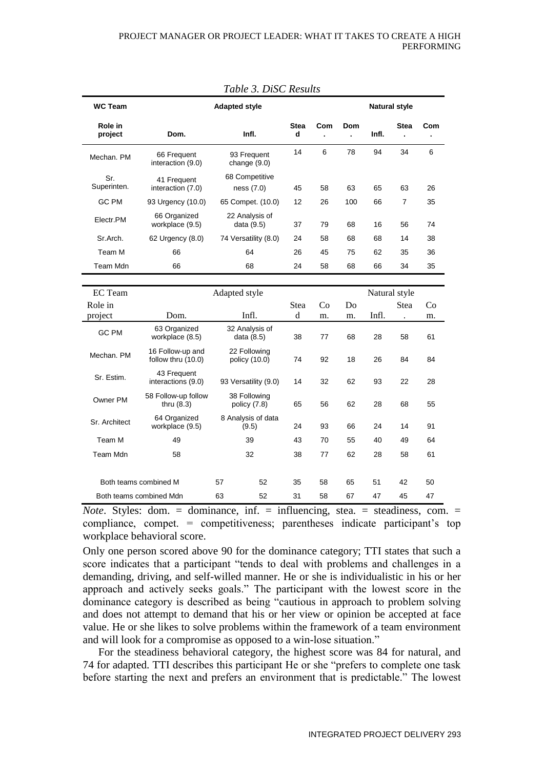*Table 3. DiSC Results*

| WC Team | Adapted style | | | | Natural style | | | |
|---|---|---|---|---|---|---|---|---|
| Role in project | Dom. | Infl. | Stead | Com. | Dom. | Infl. | Stea. | Com. |
| Mechan. PM | 66 Frequent interaction (9.0) | 93 Frequent change (9.0) | 14 | 6 | 78 | 94 | 34 | 6 |
| Sr. Superinten. | 41 Frequent interaction (7.0) | 68 Competitive ness (7.0) | 45 | 58 | 63 | 65 | 63 | 26 |
| GC PM | 93 Urgency (10.0) | 65 Compet. (10.0) | 12 | 26 | 100 | 66 | 7 | 35 |
| Electr.PM | 66 Organized workplace (9.5) | 22 Analysis of data (9.5) | 37 | 79 | 68 | 16 | 56 | 74 |
| Sr.Arch. | 62 Urgency (8.0) | 74 Versatility (8.0) | 24 | 58 | 68 | 68 | 14 | 38 |
| Team M | 66 | 64 | 26 | 45 | 75 | 62 | 35 | 36 |
| Team Mdn | 66 | 68 | 24 | 58 | 68 | 66 | 34 | 35 |
| **EC Team** | **Adapted style** | | | | **Natural style** | | | |
| Role in project | Dom. | Infl. | Stead | Com. | Dom. | Infl. | Stea. | Com. |
| GC PM | 63 Organized workplace (8.5) | 32 Analysis of data (8.5) | 38 | 77 | 68 | 28 | 58 | 61 |
| Mechan. PM | 16 Follow-up and follow thru (10.0) | 22 Following policy (10.0) | 74 | 92 | 18 | 26 | 84 | 84 |
| Sr. Estim. | 43 Frequent interactions (9.0) | 93 Versatility (9.0) | 14 | 32 | 62 | 93 | 22 | 28 |
| Owner PM | 58 Follow-up follow thru (8.3) | 38 Following policy (7.8) | 65 | 56 | 62 | 28 | 68 | 55 |
| Sr. Architect | 64 Organized workplace (9.5) | 8 Analysis of data (9.5) | 24 | 93 | 66 | 24 | 14 | 91 |
| Team M | 49 | 39 | 43 | 70 | 55 | 40 | 49 | 64 |
| Team Mdn | 58 | 32 | 38 | 77 | 62 | 28 | 58 | 61 |
| Both teams combined M | 57 | 52 | 35 | 58 | 65 | 51 | 42 | 50 |
| Both teams combined Mdn | 63 | 52 | 31 | 58 | 67 | 47 | 45 | 47 |

*Note*. Styles: dom. = dominance, inf. = influencing, stea. = steadiness, com. = compliance, compet. = competitiveness; parentheses indicate participant's top workplace behavioral score.

Only one person scored above 90 for the dominance category; TTI states that such a score indicates that a participant "tends to deal with problems and challenges in a demanding, driving, and self-willed manner. He or she is individualistic in his or her approach and actively seeks goals." The participant with the lowest score in the dominance category is described as being "cautious in approach to problem solving and does not attempt to demand that his or her view or opinion be accepted at face value. He or she likes to solve problems within the framework of a team environment and will look for a compromise as opposed to a win-lose situation."

For the steadiness behavioral category, the highest score was 84 for natural, and 74 for adapted. TTI describes this participant He or she "prefers to complete one task before starting the next and prefers an environment that is predictable." The lowest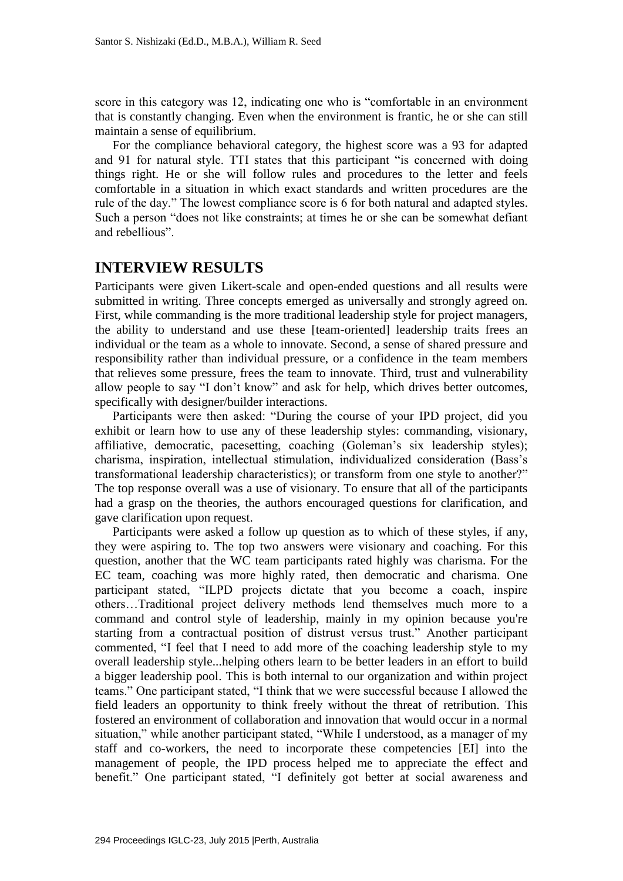score in this category was 12, indicating one who is "comfortable in an environment that is constantly changing. Even when the environment is frantic, he or she can still maintain a sense of equilibrium.

For the compliance behavioral category, the highest score was a 93 for adapted and 91 for natural style. TTI states that this participant "is concerned with doing things right. He or she will follow rules and procedures to the letter and feels comfortable in a situation in which exact standards and written procedures are the rule of the day." The lowest compliance score is 6 for both natural and adapted styles. Such a person "does not like constraints; at times he or she can be somewhat defiant and rebellious".

## INTERVIEW RESULTS

Participants were given Likert-scale and open-ended questions and all results were submitted in writing. Three concepts emerged as universally and strongly agreed on. First, while commanding is the more traditional leadership style for project managers, the ability to understand and use these [team-oriented] leadership traits frees an individual or the team as a whole to innovate. Second, a sense of shared pressure and responsibility rather than individual pressure, or a confidence in the team members that relieves some pressure, frees the team to innovate. Third, trust and vulnerability allow people to say "I don't know" and ask for help, which drives better outcomes, specifically with designer/builder interactions.

Participants were then asked: "During the course of your IPD project, did you exhibit or learn how to use any of these leadership styles: commanding, visionary, affiliative, democratic, pacesetting, coaching (Goleman's six leadership styles); charisma, inspiration, intellectual stimulation, individualized consideration (Bass's transformational leadership characteristics); or transform from one style to another?" The top response overall was a use of visionary. To ensure that all of the participants had a grasp on the theories, the authors encouraged questions for clarification, and gave clarification upon request.

Participants were asked a follow up question as to which of these styles, if any, they were aspiring to. The top two answers were visionary and coaching. For this question, another that the WC team participants rated highly was charisma. For the EC team, coaching was more highly rated, then democratic and charisma. One participant stated, "ILPD projects dictate that you become a coach, inspire others…Traditional project delivery methods lend themselves much more to a command and control style of leadership, mainly in my opinion because you're starting from a contractual position of distrust versus trust." Another participant commented, "I feel that I need to add more of the coaching leadership style to my overall leadership style...helping others learn to be better leaders in an effort to build a bigger leadership pool. This is both internal to our organization and within project teams." One participant stated, "I think that we were successful because I allowed the field leaders an opportunity to think freely without the threat of retribution. This fostered an environment of collaboration and innovation that would occur in a normal situation," while another participant stated, "While I understood, as a manager of my staff and co-workers, the need to incorporate these competencies [EI] into the management of people, the IPD process helped me to appreciate the effect and benefit." One participant stated, "I definitely got better at social awareness and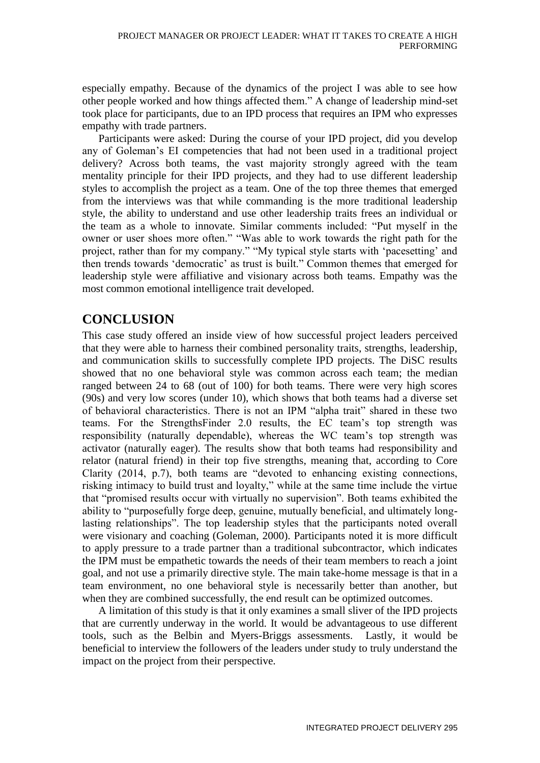especially empathy. Because of the dynamics of the project I was able to see how other people worked and how things affected them." A change of leadership mind-set took place for participants, due to an IPD process that requires an IPM who expresses empathy with trade partners.

Participants were asked: During the course of your IPD project, did you develop any of Goleman's EI competencies that had not been used in a traditional project delivery? Across both teams, the vast majority strongly agreed with the team mentality principle for their IPD projects, and they had to use different leadership styles to accomplish the project as a team. One of the top three themes that emerged from the interviews was that while commanding is the more traditional leadership style, the ability to understand and use other leadership traits frees an individual or the team as a whole to innovate. Similar comments included: "Put myself in the owner or user shoes more often." "Was able to work towards the right path for the project, rather than for my company." "My typical style starts with 'pacesetting' and then trends towards 'democratic' as trust is built." Common themes that emerged for leadership style were affiliative and visionary across both teams. Empathy was the most common emotional intelligence trait developed.

## CONCLUSION

This case study offered an inside view of how successful project leaders perceived that they were able to harness their combined personality traits, strengths, leadership, and communication skills to successfully complete IPD projects. The DiSC results showed that no one behavioral style was common across each team; the median ranged between 24 to 68 (out of 100) for both teams. There were very high scores (90s) and very low scores (under 10), which shows that both teams had a diverse set of behavioral characteristics. There is not an IPM "alpha trait" shared in these two teams. For the StrengthsFinder 2.0 results, the EC team's top strength was responsibility (naturally dependable), whereas the WC team's top strength was activator (naturally eager). The results show that both teams had responsibility and relator (natural friend) in their top five strengths, meaning that, according to Core Clarity (2014, p.7), both teams are "devoted to enhancing existing connections, risking intimacy to build trust and loyalty," while at the same time include the virtue that "promised results occur with virtually no supervision". Both teams exhibited the ability to "purposefully forge deep, genuine, mutually beneficial, and ultimately long-lasting relationships". The top leadership styles that the participants noted overall were visionary and coaching (Goleman, 2000). Participants noted it is more difficult to apply pressure to a trade partner than a traditional subcontractor, which indicates the IPM must be empathetic towards the needs of their team members to reach a joint goal, and not use a primarily directive style. The main take-home message is that in a team environment, no one behavioral style is necessarily better than another, but when they are combined successfully, the end result can be optimized outcomes.

A limitation of this study is that it only examines a small sliver of the IPD projects that are currently underway in the world. It would be advantageous to use different tools, such as the Belbin and Myers-Briggs assessments. Lastly, it would be beneficial to interview the followers of the leaders under study to truly understand the impact on the project from their perspective.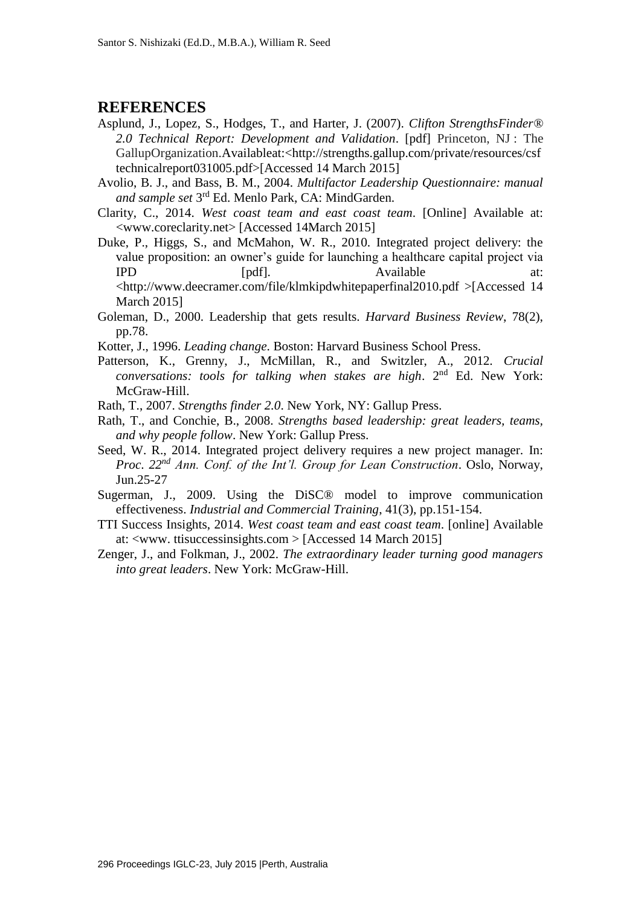## REFERENCES

Asplund, J., Lopez, S., Hodges, T., and Harter, J. (2007). *Clifton StrengthsFinder® 2.0 Technical Report: Development and Validation*. [pdf] Princeton, NJ : The GallupOrganization.Availableat:<http://strengths.gallup.com/private/resources/csftechnicalreport031005.pdf>[Accessed 14 March 2015]

Avolio, B. J., and Bass, B. M., 2004. *Multifactor Leadership Questionnaire: manual and sample set* 3rd Ed. Menlo Park, CA: MindGarden.

Clarity, C., 2014. *West coast team and east coast team*. [Online] Available at: <www.coreclarity.net> [Accessed 14March 2015]

Duke, P., Higgs, S., and McMahon, W. R., 2010. Integrated project delivery: the value proposition: an owner's guide for launching a healthcare capital project via IPD [pdf]. Available at: <http://www.deecramer.com/file/klmkipdwhitepaperfinal2010.pdf >[Accessed 14 March 2015]

Goleman, D., 2000. Leadership that gets results. *Harvard Business Review*, 78(2), pp.78.

Kotter, J., 1996. *Leading change*. Boston: Harvard Business School Press.

Patterson, K., Grenny, J., McMillan, R., and Switzler, A., 2012. *Crucial conversations: tools for talking when stakes are high*. 2nd Ed. New York: McGraw-Hill.

Rath, T., 2007. *Strengths finder 2.0*. New York, NY: Gallup Press.

Rath, T., and Conchie, B., 2008. *Strengths based leadership: great leaders, teams, and why people follow*. New York: Gallup Press.

Seed, W. R., 2014. Integrated project delivery requires a new project manager. In: *Proc. 22nd Ann. Conf. of the Int'l. Group for Lean Construction*. Oslo, Norway, Jun.25-27

Sugerman, J., 2009. Using the DiSC® model to improve communication effectiveness. *Industrial and Commercial Training*, 41(3), pp.151-154.

TTI Success Insights, 2014. *West coast team and east coast team*. [online] Available at: <www. ttisuccessinsights.com > [Accessed 14 March 2015]

Zenger, J., and Folkman, J., 2002. *The extraordinary leader turning good managers into great leaders*. New York: McGraw-Hill.